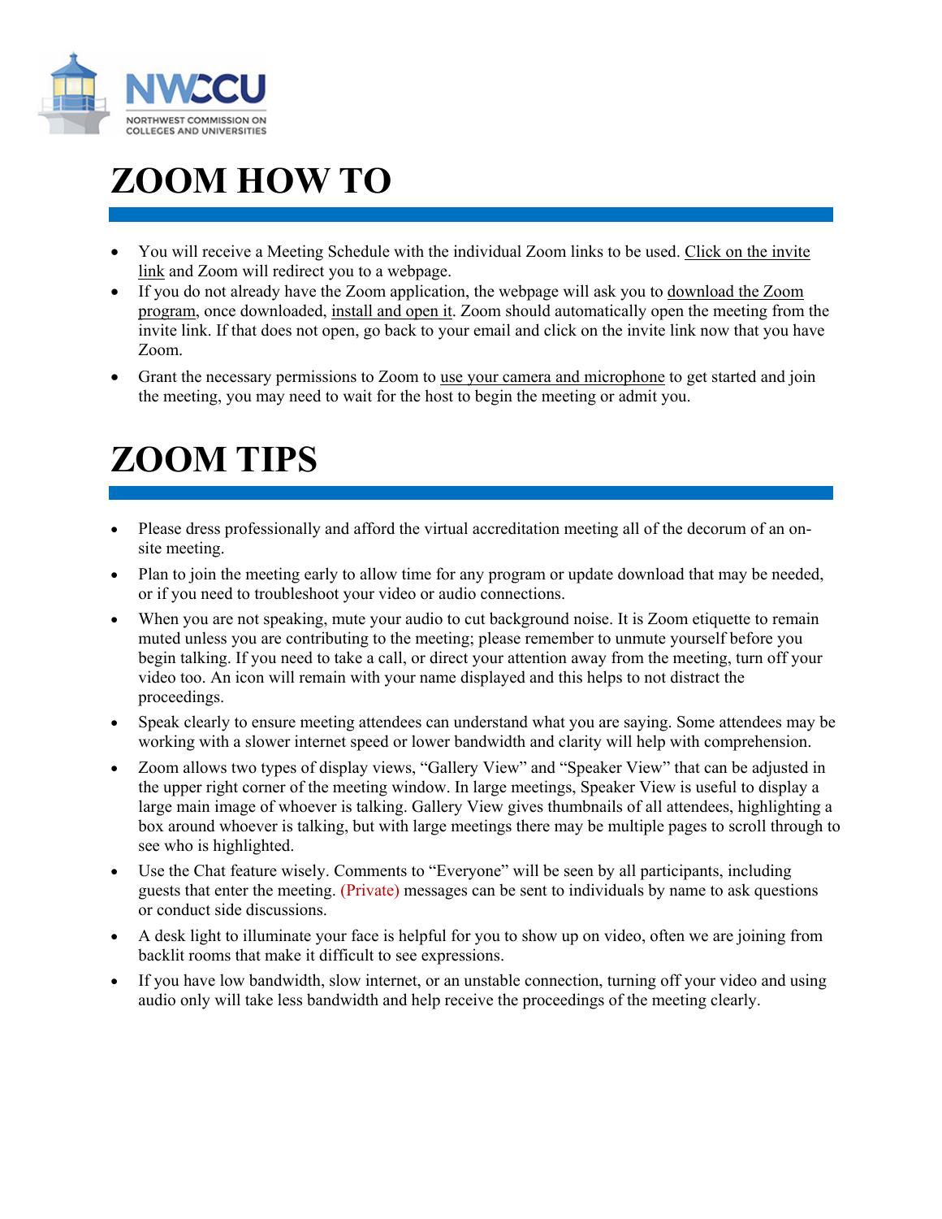NWCCU

NORTHWEST COMMISSION ON COLLEGES AND UNIVERSITIES

# ZOOM HOW TO

- You will receive a Meeting Schedule with the individual Zoom links to be used. Click on the invite link and Zoom will redirect you to a webpage.
- If you do not already have the Zoom application, the webpage will ask you to download the Zoom program, once downloaded, install and open it. Zoom should automatically open the meeting from the invite link. If that does not open, go back to your email and click on the invite link now that you have Zoom.
- Grant the necessary permissions to Zoom to use your camera and microphone to get started and join the meeting, you may need to wait for the host to begin the meeting or admit you.

# ZOOM TIPS

- Please dress professionally and afford the virtual accreditation meeting all of the decorum of an on-site meeting.
- Plan to join the meeting early to allow time for any program or update download that may be needed, or if you need to troubleshoot your video or audio connections.
- When you are not speaking, mute your audio to cut background noise. It is Zoom etiquette to remain muted unless you are contributing to the meeting; please remember to unmute yourself before you begin talking. If you need to take a call, or direct your attention away from the meeting, turn off your video too. An icon will remain with your name displayed and this helps to not distract the proceedings.
- Speak clearly to ensure meeting attendees can understand what you are saying. Some attendees may be working with a slower internet speed or lower bandwidth and clarity will help with comprehension.
- Zoom allows two types of display views, "Gallery View" and "Speaker View" that can be adjusted in the upper right corner of the meeting window. In large meetings, Speaker View is useful to display a large main image of whoever is talking. Gallery View gives thumbnails of all attendees, highlighting a box around whoever is talking, but with large meetings there may be multiple pages to scroll through to see who is highlighted.
- Use the Chat feature wisely. Comments to "Everyone" will be seen by all participants, including guests that enter the meeting. (Private) messages can be sent to individuals by name to ask questions or conduct side discussions.
- A desk light to illuminate your face is helpful for you to show up on video, often we are joining from backlit rooms that make it difficult to see expressions.
- If you have low bandwidth, slow internet, or an unstable connection, turning off your video and using audio only will take less bandwidth and help receive the proceedings of the meeting clearly.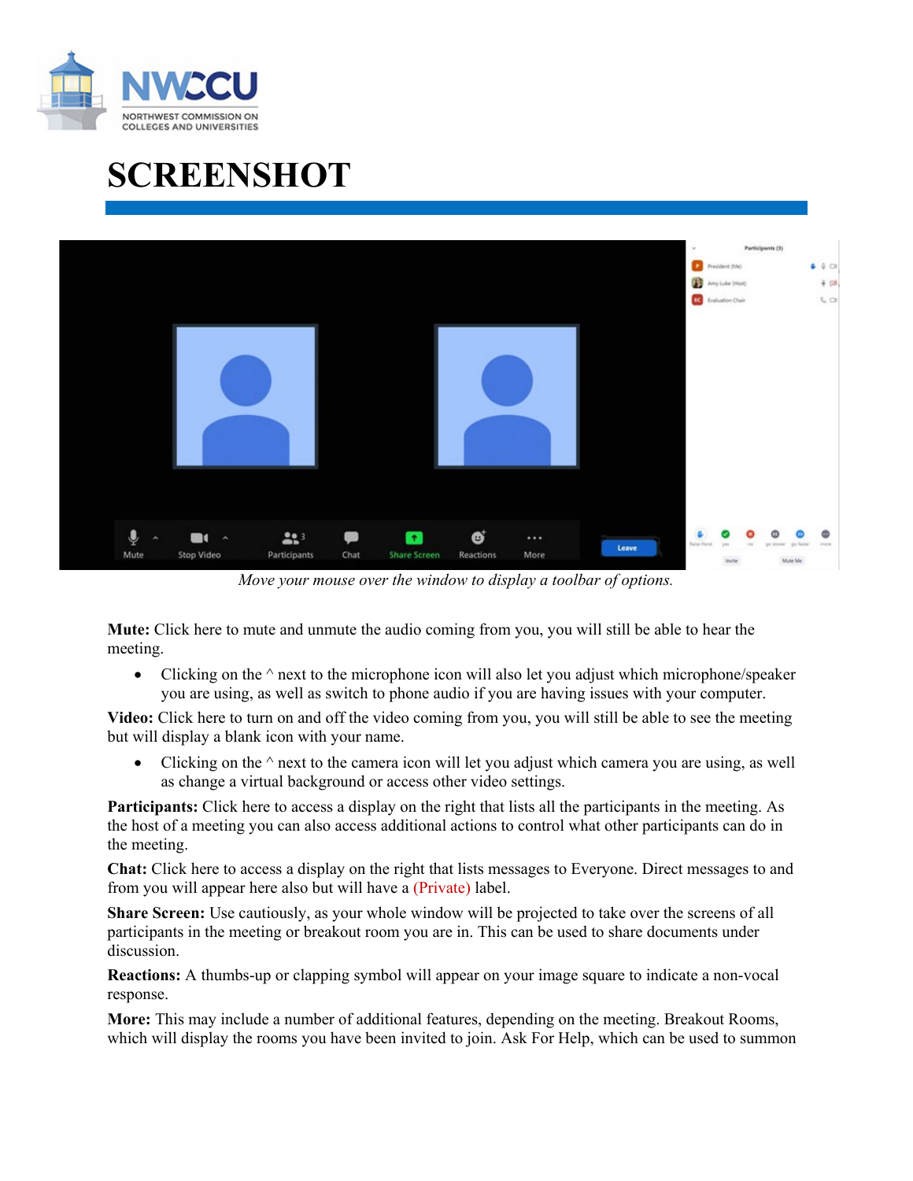# SCREENSHOT

*Move your mouse over the window to display a toolbar of options.*

**Mute:** Click here to mute and unmute the audio coming from you, you will still be able to hear the meeting.

- Clicking on the ^ next to the microphone icon will also let you adjust which microphone/speaker you are using, as well as switch to phone audio if you are having issues with your computer.

**Video:** Click here to turn on and off the video coming from you, you will still be able to see the meeting but will display a blank icon with your name.

- Clicking on the ^ next to the camera icon will let you adjust which camera you are using, as well as change a virtual background or access other video settings.

**Participants:** Click here to access a display on the right that lists all the participants in the meeting. As the host of a meeting you can also access additional actions to control what other participants can do in the meeting.

**Chat:** Click here to access a display on the right that lists messages to Everyone. Direct messages to and from you will appear here also but will have a (Private) label.

**Share Screen:** Use cautiously, as your whole window will be projected to take over the screens of all participants in the meeting or breakout room you are in. This can be used to share documents under discussion.

**Reactions:** A thumbs-up or clapping symbol will appear on your image square to indicate a non-vocal response.

**More:** This may include a number of additional features, depending on the meeting. Breakout Rooms, which will display the rooms you have been invited to join. Ask For Help, which can be used to summon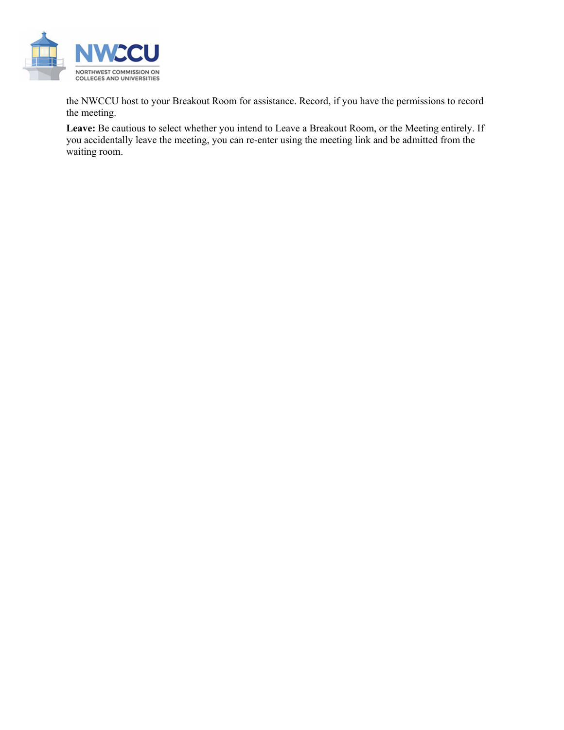the NWCCU host to your Breakout Room for assistance. Record, if you have the permissions to record the meeting.

**Leave:** Be cautious to select whether you intend to Leave a Breakout Room, or the Meeting entirely. If you accidentally leave the meeting, you can re-enter using the meeting link and be admitted from the waiting room.